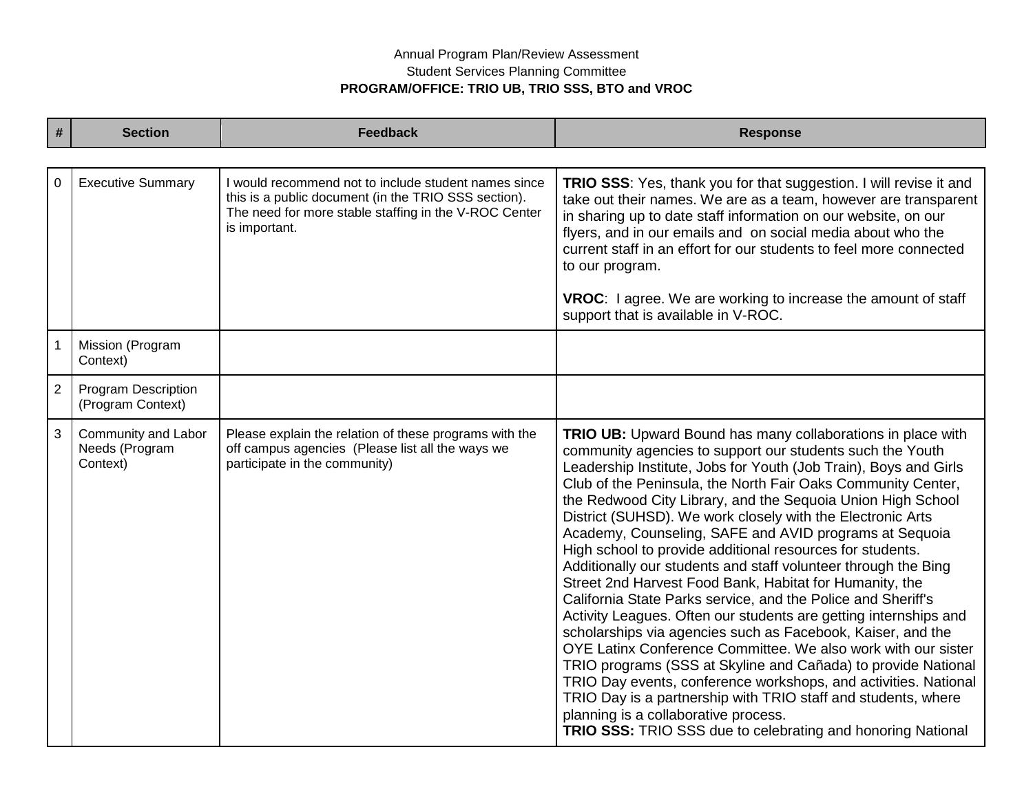Annual Program Plan/Review Assessment

Student Services Planning Committee

**PROGRAM/OFFICE: TRIO UB, TRIO SSS, BTO and VROC**

| # | Section | Feedback | Response |
|---|---|---|---|
| 0 | Executive Summary | I would recommend not to include student names since this is a public document (in the TRIO SSS section). The need for more stable staffing in the V-ROC Center is important. | **TRIO SSS**: Yes, thank you for that suggestion. I will revise it and take out their names. We are as a team, however are transparent in sharing up to date staff information on our website, on our flyers, and in our emails and on social media about who the current staff in an effort for our students to feel more connected to our program.<br><br>**VROC**: I agree. We are working to increase the amount of staff support that is available in V-ROC. |
| 1 | Mission (Program Context) | | |
| 2 | Program Description (Program Context) | | |
| 3 | Community and Labor Needs (Program Context) | Please explain the relation of these programs with the off campus agencies (Please list all the ways we participate in the community) | **TRIO UB:** Upward Bound has many collaborations in place with community agencies to support our students such the Youth Leadership Institute, Jobs for Youth (Job Train), Boys and Girls Club of the Peninsula, the North Fair Oaks Community Center, the Redwood City Library, and the Sequoia Union High School District (SUHSD). We work closely with the Electronic Arts Academy, Counseling, SAFE and AVID programs at Sequoia High school to provide additional resources for students. Additionally our students and staff volunteer through the Bing Street 2nd Harvest Food Bank, Habitat for Humanity, the California State Parks service, and the Police and Sheriff's Activity Leagues. Often our students are getting internships and scholarships via agencies such as Facebook, Kaiser, and the OYE Latinx Conference Committee. We also work with our sister TRIO programs (SSS at Skyline and Cañada) to provide National TRIO Day events, conference workshops, and activities. National TRIO Day is a partnership with TRIO staff and students, where planning is a collaborative process.<br>**TRIO SSS:** TRIO SSS due to celebrating and honoring National |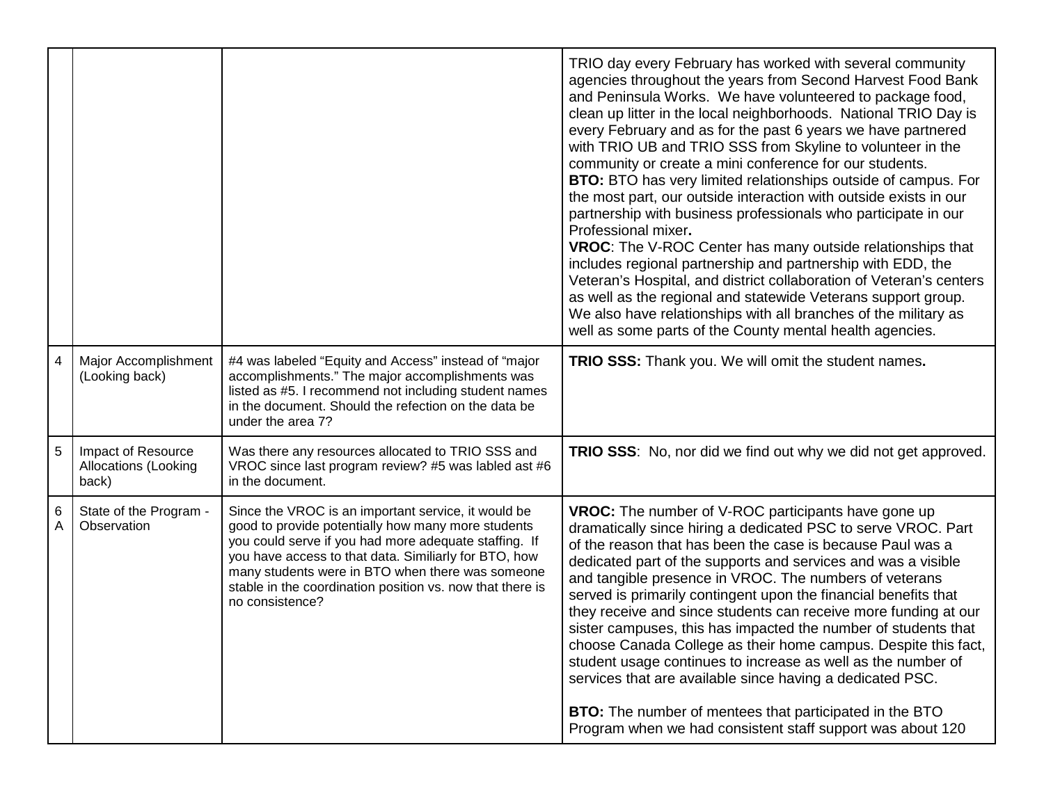| | | | |
|---|---|---|---|
| | | | TRIO day every February has worked with several community agencies throughout the years from Second Harvest Food Bank and Peninsula Works. We have volunteered to package food, clean up litter in the local neighborhoods. National TRIO Day is every February and as for the past 6 years we have partnered with TRIO UB and TRIO SSS from Skyline to volunteer in the community or create a mini conference for our students.<br>**BTO:** BTO has very limited relationships outside of campus. For the most part, our outside interaction with outside exists in our partnership with business professionals who participate in our Professional mixer**.**<br>**VROC**: The V-ROC Center has many outside relationships that includes regional partnership and partnership with EDD, the Veteran's Hospital, and district collaboration of Veteran's centers as well as the regional and statewide Veterans support group. We also have relationships with all branches of the military as well as some parts of the County mental health agencies. |
| 4 | Major Accomplishment (Looking back) | #4 was labeled "Equity and Access" instead of "major accomplishments." The major accomplishments was listed as #5. I recommend not including student names in the document. Should the refection on the data be under the area 7? | **TRIO SSS:** Thank you. We will omit the student names**.** |
| 5 | Impact of Resource Allocations (Looking back) | Was there any resources allocated to TRIO SSS and VROC since last program review? #5 was labled ast #6 in the document. | **TRIO SSS**: No, nor did we find out why we did not get approved. |
| 6 A | State of the Program - Observation | Since the VROC is an important service, it would be good to provide potentially how many more students you could serve if you had more adequate staffing. If you have access to that data. Similiarly for BTO, how many students were in BTO when there was someone stable in the coordination position vs. now that there is no consistence? | **VROC:** The number of V-ROC participants have gone up dramatically since hiring a dedicated PSC to serve VROC. Part of the reason that has been the case is because Paul was a dedicated part of the supports and services and was a visible and tangible presence in VROC. The numbers of veterans served is primarily contingent upon the financial benefits that they receive and since students can receive more funding at our sister campuses, this has impacted the number of students that choose Canada College as their home campus. Despite this fact, student usage continues to increase as well as the number of services that are available since having a dedicated PSC.<br><br>**BTO:** The number of mentees that participated in the BTO Program when we had consistent staff support was about 120 |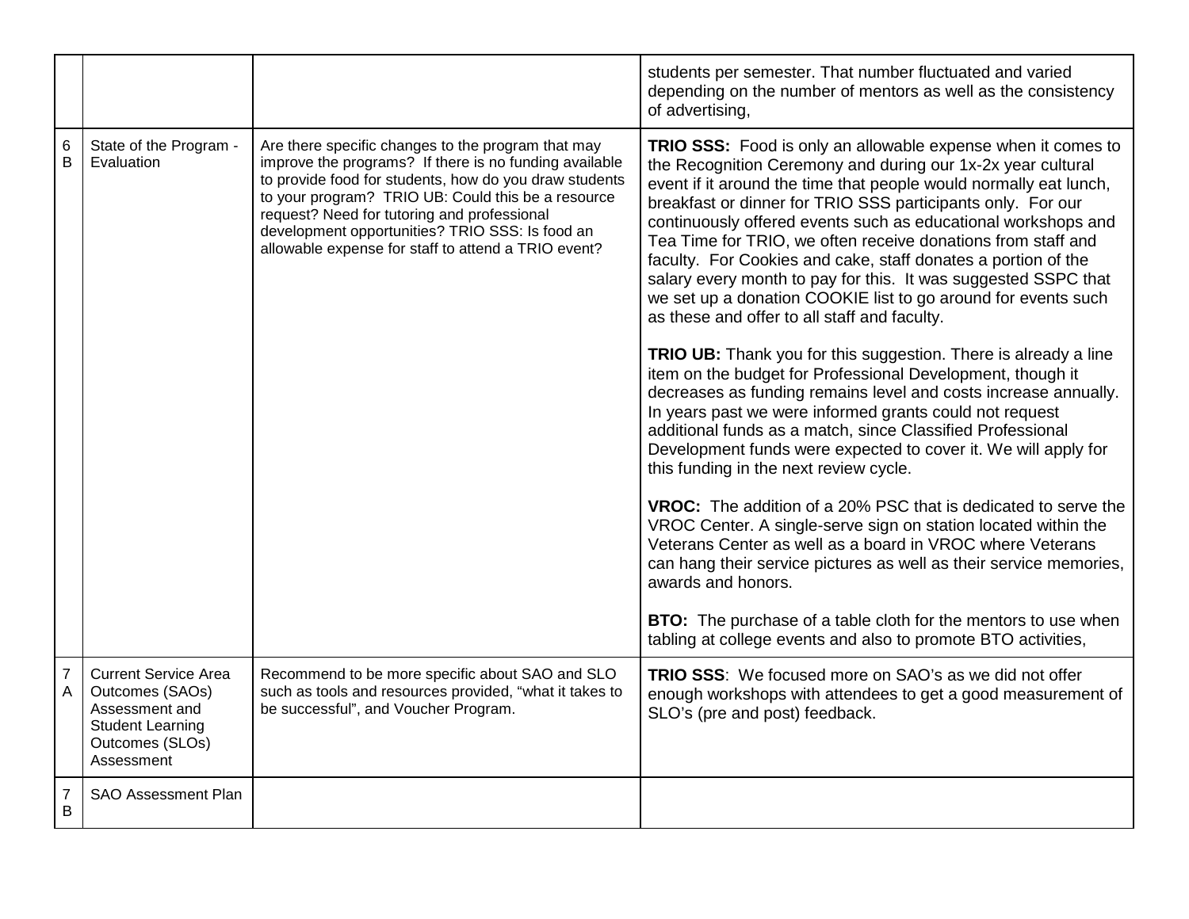| | | | |
|---|---|---|---|
| | | | students per semester. That number fluctuated and varied depending on the number of mentors as well as the consistency of advertising, |
| 6 B | State of the Program - Evaluation | Are there specific changes to the program that may improve the programs? If there is no funding available to provide food for students, how do you draw students to your program? TRIO UB: Could this be a resource request? Need for tutoring and professional development opportunities? TRIO SSS: Is food an allowable expense for staff to attend a TRIO event? | **TRIO SSS:** Food is only an allowable expense when it comes to the Recognition Ceremony and during our 1x-2x year cultural event if it around the time that people would normally eat lunch, breakfast or dinner for TRIO SSS participants only. For our continuously offered events such as educational workshops and Tea Time for TRIO, we often receive donations from staff and faculty. For Cookies and cake, staff donates a portion of the salary every month to pay for this. It was suggested SSPC that we set up a donation COOKIE list to go around for events such as these and offer to all staff and faculty.<br><br>**TRIO UB:** Thank you for this suggestion. There is already a line item on the budget for Professional Development, though it decreases as funding remains level and costs increase annually. In years past we were informed grants could not request additional funds as a match, since Classified Professional Development funds were expected to cover it. We will apply for this funding in the next review cycle.<br><br>**VROC:** The addition of a 20% PSC that is dedicated to serve the VROC Center. A single-serve sign on station located within the Veterans Center as well as a board in VROC where Veterans can hang their service pictures as well as their service memories, awards and honors.<br><br>**BTO:** The purchase of a table cloth for the mentors to use when tabling at college events and also to promote BTO activities, |
| 7 A | Current Service Area Outcomes (SAOs) Assessment and Student Learning Outcomes (SLOs) Assessment | Recommend to be more specific about SAO and SLO such as tools and resources provided, "what it takes to be successful", and Voucher Program. | **TRIO SSS**: We focused more on SAO's as we did not offer enough workshops with attendees to get a good measurement of SLO's (pre and post) feedback. |
| 7 B | SAO Assessment Plan | | |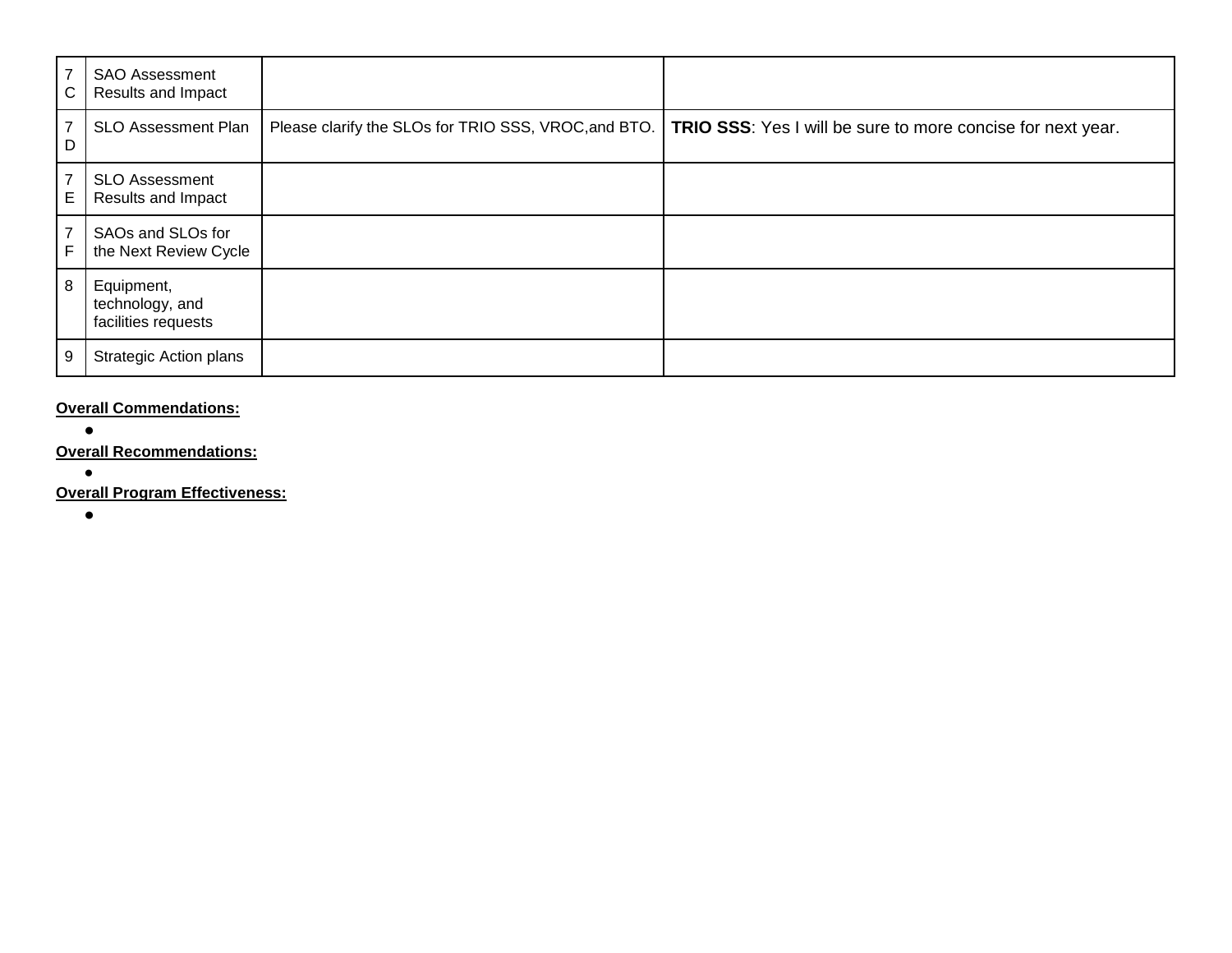| | | | |
|---|---|---|---|
| 7 C | SAO Assessment Results and Impact | | |
| 7 D | SLO Assessment Plan | Please clarify the SLOs for TRIO SSS, VROC,and BTO. | **TRIO SSS**: Yes I will be sure to more concise for next year. |
| 7 E | SLO Assessment Results and Impact | | |
| 7 F | SAOs and SLOs for the Next Review Cycle | | |
| 8 | Equipment, technology, and facilities requests | | |
| 9 | Strategic Action plans | | |

**Overall Commendations:**

- 

**Overall Recommendations:**

- 

**Overall Program Effectiveness:**

-